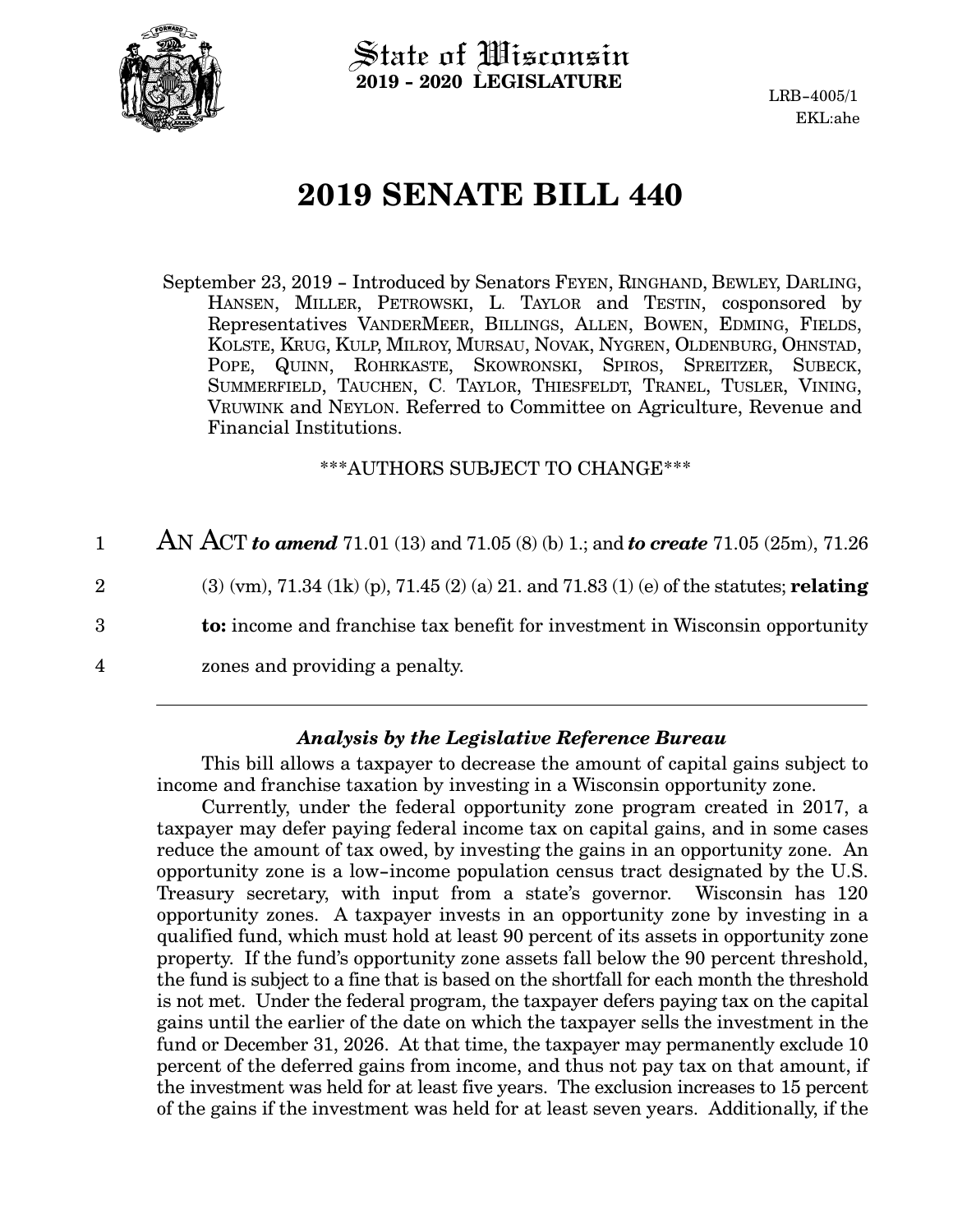State of Wisconsin
**2019 - 2020 LEGISLATURE**

LRB-4005/1
EKL:ahe

# 2019 SENATE BILL 440

September 23, 2019 - Introduced by Senators FEYEN, RINGHAND, BEWLEY, DARLING, HANSEN, MILLER, PETROWSKI, L. TAYLOR and TESTIN, cosponsored by Representatives VANDERMEER, BILLINGS, ALLEN, BOWEN, EDMING, FIELDS, KOLSTE, KRUG, KULP, MILROY, MURSAU, NOVAK, NYGREN, OLDENBURG, OHNSTAD, POPE, QUINN, ROHRKASTE, SKOWRONSKI, SPIROS, SPREITZER, SUBECK, SUMMERFIELD, TAUCHEN, C. TAYLOR, THIESFELDT, TRANEL, TUSLER, VINING, VRUWINK and NEYLON. Referred to Committee on Agriculture, Revenue and Financial Institutions.

\*\*\*AUTHORS SUBJECT TO CHANGE\*\*\*

1 AN ACT ***to amend*** 71.01 (13) and 71.05 (8) (b) 1.; and ***to create*** 71.05 (25m), 71.26
2 (3) (vm), 71.34 (1k) (p), 71.45 (2) (a) 21. and 71.83 (1) (e) of the statutes; **relating**
3 **to:** income and franchise tax benefit for investment in Wisconsin opportunity
4 zones and providing a penalty.

### *Analysis by the Legislative Reference Bureau*

This bill allows a taxpayer to decrease the amount of capital gains subject to income and franchise taxation by investing in a Wisconsin opportunity zone.

Currently, under the federal opportunity zone program created in 2017, a taxpayer may defer paying federal income tax on capital gains, and in some cases reduce the amount of tax owed, by investing the gains in an opportunity zone. An opportunity zone is a low-income population census tract designated by the U.S. Treasury secretary, with input from a state's governor. Wisconsin has 120 opportunity zones. A taxpayer invests in an opportunity zone by investing in a qualified fund, which must hold at least 90 percent of its assets in opportunity zone property. If the fund's opportunity zone assets fall below the 90 percent threshold, the fund is subject to a fine that is based on the shortfall for each month the threshold is not met. Under the federal program, the taxpayer defers paying tax on the capital gains until the earlier of the date on which the taxpayer sells the investment in the fund or December 31, 2026. At that time, the taxpayer may permanently exclude 10 percent of the deferred gains from income, and thus not pay tax on that amount, if the investment was held for at least five years. The exclusion increases to 15 percent of the gains if the investment was held for at least seven years. Additionally, if the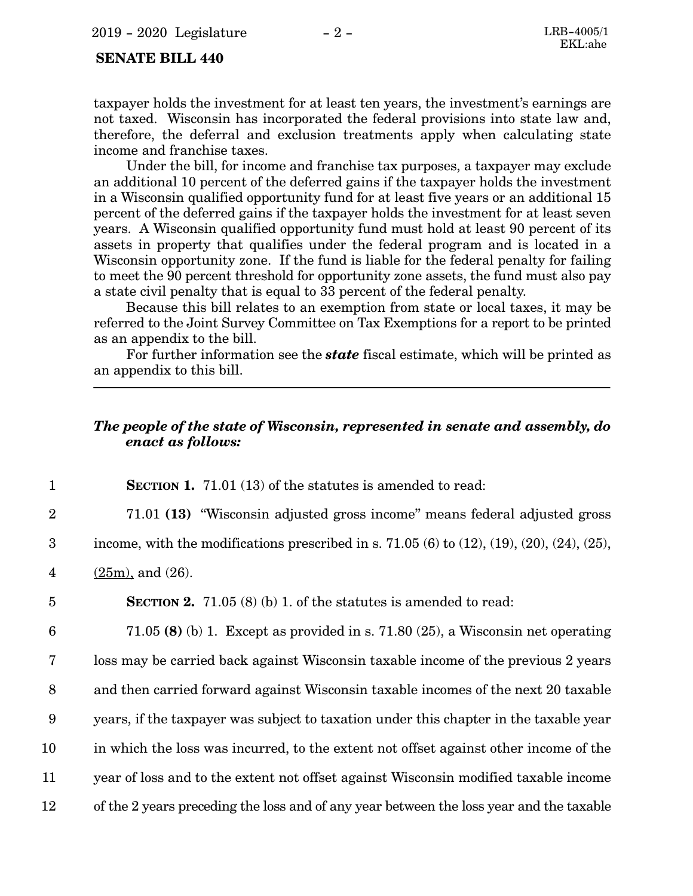taxpayer holds the investment for at least ten years, the investment's earnings are not taxed. Wisconsin has incorporated the federal provisions into state law and, therefore, the deferral and exclusion treatments apply when calculating state income and franchise taxes.

Under the bill, for income and franchise tax purposes, a taxpayer may exclude an additional 10 percent of the deferred gains if the taxpayer holds the investment in a Wisconsin qualified opportunity fund for at least five years or an additional 15 percent of the deferred gains if the taxpayer holds the investment for at least seven years. A Wisconsin qualified opportunity fund must hold at least 90 percent of its assets in property that qualifies under the federal program and is located in a Wisconsin opportunity zone. If the fund is liable for the federal penalty for failing to meet the 90 percent threshold for opportunity zone assets, the fund must also pay a state civil penalty that is equal to 33 percent of the federal penalty.

Because this bill relates to an exemption from state or local taxes, it may be referred to the Joint Survey Committee on Tax Exemptions for a report to be printed as an appendix to the bill.

For further information see the ***state*** fiscal estimate, which will be printed as an appendix to this bill.

---

***The people of the state of Wisconsin, represented in senate and assembly, do enact as follows:***

1 **SECTION 1.** 71.01 (13) of the statutes is amended to read:

2 71.01 **(13)** "Wisconsin adjusted gross income" means federal adjusted gross
3 income, with the modifications prescribed in s. 71.05 (6) to (12), (19), (20), (24), (25),
4 (25m), and (26).

5 **SECTION 2.** 71.05 (8) (b) 1. of the statutes is amended to read:

6 71.05 **(8)** (b) 1. Except as provided in s. 71.80 (25), a Wisconsin net operating
7 loss may be carried back against Wisconsin taxable income of the previous 2 years
8 and then carried forward against Wisconsin taxable incomes of the next 20 taxable
9 years, if the taxpayer was subject to taxation under this chapter in the taxable year
10 in which the loss was incurred, to the extent not offset against other income of the
11 year of loss and to the extent not offset against Wisconsin modified taxable income
12 of the 2 years preceding the loss and of any year between the loss year and the taxable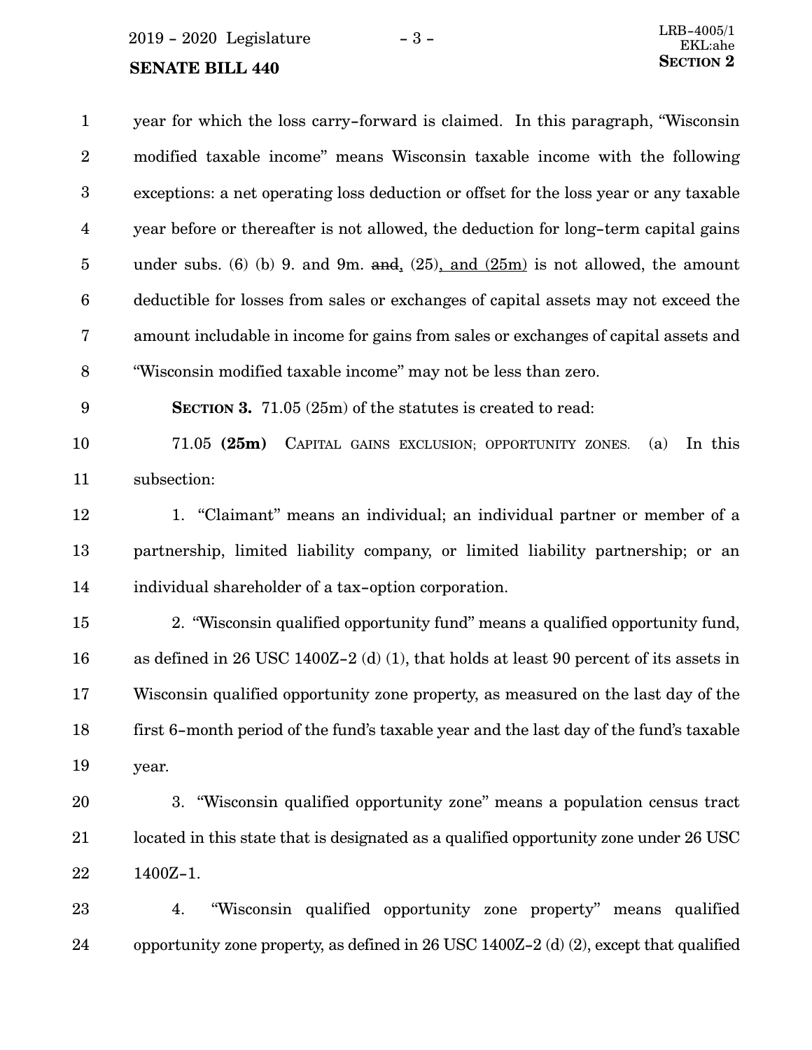year for which the loss carry-forward is claimed. In this paragraph, "Wisconsin modified taxable income" means Wisconsin taxable income with the following exceptions: a net operating loss deduction or offset for the loss year or any taxable year before or thereafter is not allowed, the deduction for long-term capital gains under subs. (6) (b) 9. and 9m. ~~and~~, (25), and (25m) is not allowed, the amount deductible for losses from sales or exchanges of capital assets may not exceed the amount includable in income for gains from sales or exchanges of capital assets and "Wisconsin modified taxable income" may not be less than zero.

**SECTION 3.** 71.05 (25m) of the statutes is created to read:

71.05 **(25m)** CAPITAL GAINS EXCLUSION; OPPORTUNITY ZONES. (a) In this subsection:

1. "Claimant" means an individual; an individual partner or member of a partnership, limited liability company, or limited liability partnership; or an individual shareholder of a tax-option corporation.

2. "Wisconsin qualified opportunity fund" means a qualified opportunity fund, as defined in 26 USC 1400Z-2 (d) (1), that holds at least 90 percent of its assets in Wisconsin qualified opportunity zone property, as measured on the last day of the first 6-month period of the fund's taxable year and the last day of the fund's taxable year.

3. "Wisconsin qualified opportunity zone" means a population census tract located in this state that is designated as a qualified opportunity zone under 26 USC 1400Z-1.

4. "Wisconsin qualified opportunity zone property" means qualified opportunity zone property, as defined in 26 USC 1400Z-2 (d) (2), except that qualified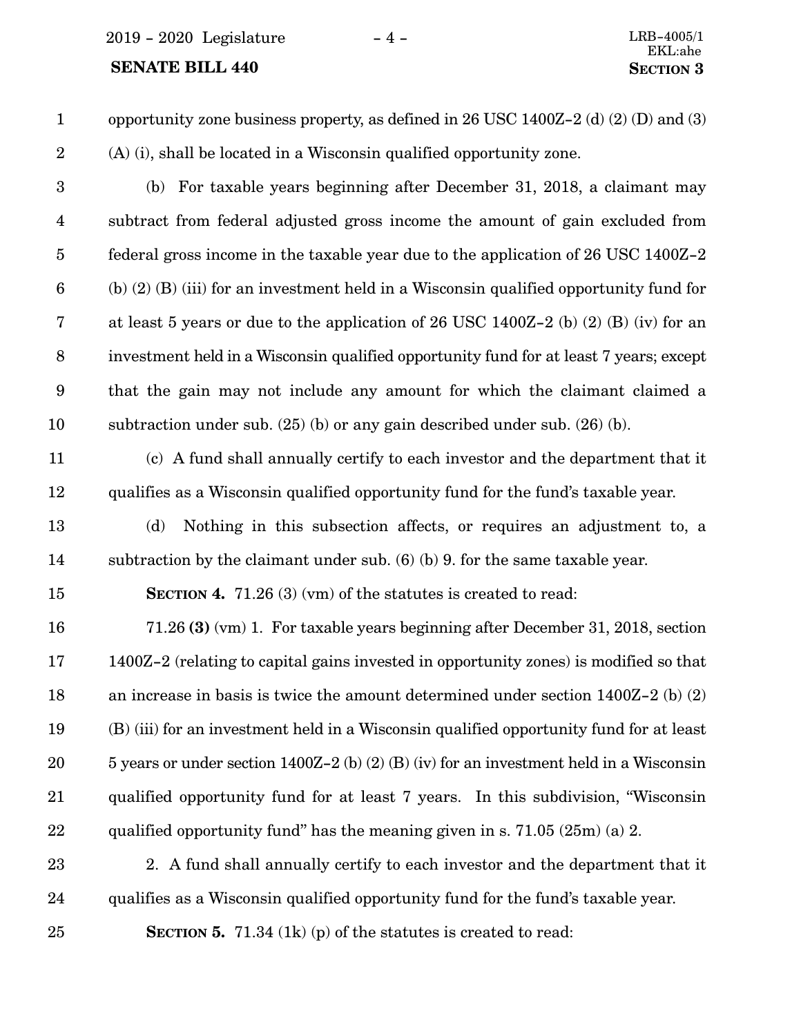opportunity zone business property, as defined in 26 USC 1400Z-2 (d) (2) (D) and (3) (A) (i), shall be located in a Wisconsin qualified opportunity zone.

(b) For taxable years beginning after December 31, 2018, a claimant may subtract from federal adjusted gross income the amount of gain excluded from federal gross income in the taxable year due to the application of 26 USC 1400Z-2 (b) (2) (B) (iii) for an investment held in a Wisconsin qualified opportunity fund for at least 5 years or due to the application of 26 USC 1400Z-2 (b) (2) (B) (iv) for an investment held in a Wisconsin qualified opportunity fund for at least 7 years; except that the gain may not include any amount for which the claimant claimed a subtraction under sub. (25) (b) or any gain described under sub. (26) (b).

(c) A fund shall annually certify to each investor and the department that it qualifies as a Wisconsin qualified opportunity fund for the fund's taxable year.

(d) Nothing in this subsection affects, or requires an adjustment to, a subtraction by the claimant under sub. (6) (b) 9. for the same taxable year.

**SECTION 4.** 71.26 (3) (vm) of the statutes is created to read:

71.26 **(3)** (vm) 1. For taxable years beginning after December 31, 2018, section 1400Z-2 (relating to capital gains invested in opportunity zones) is modified so that an increase in basis is twice the amount determined under section 1400Z-2 (b) (2) (B) (iii) for an investment held in a Wisconsin qualified opportunity fund for at least 5 years or under section 1400Z-2 (b) (2) (B) (iv) for an investment held in a Wisconsin qualified opportunity fund for at least 7 years. In this subdivision, "Wisconsin qualified opportunity fund" has the meaning given in s. 71.05 (25m) (a) 2.

2. A fund shall annually certify to each investor and the department that it qualifies as a Wisconsin qualified opportunity fund for the fund's taxable year.

**SECTION 5.** 71.34 (1k) (p) of the statutes is created to read: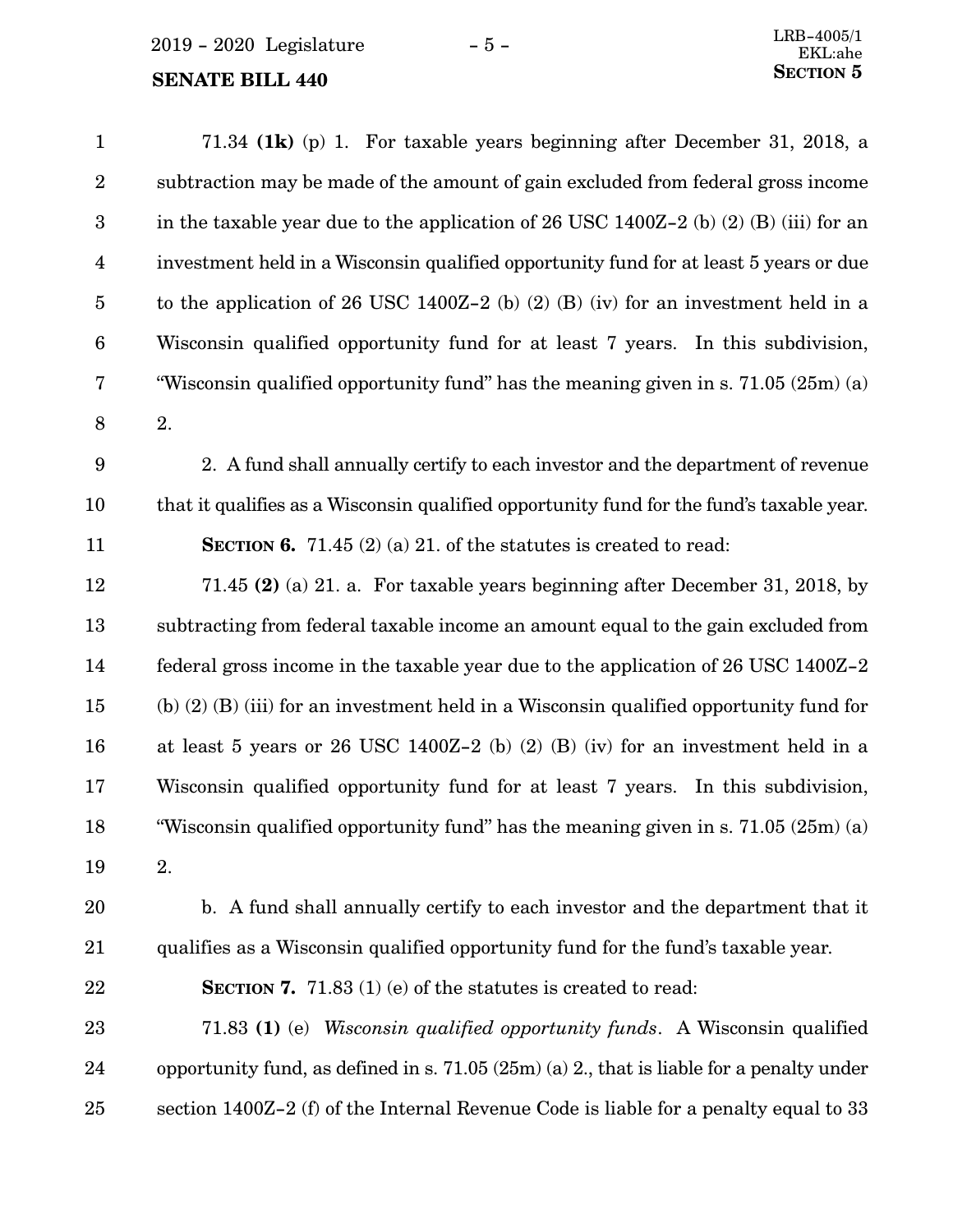71.34 **(1k)** (p) 1. For taxable years beginning after December 31, 2018, a subtraction may be made of the amount of gain excluded from federal gross income in the taxable year due to the application of 26 USC 1400Z-2 (b) (2) (B) (iii) for an investment held in a Wisconsin qualified opportunity fund for at least 5 years or due to the application of 26 USC 1400Z-2 (b) (2) (B) (iv) for an investment held in a Wisconsin qualified opportunity fund for at least 7 years. In this subdivision, "Wisconsin qualified opportunity fund" has the meaning given in s. 71.05 (25m) (a) 2.

2. A fund shall annually certify to each investor and the department of revenue that it qualifies as a Wisconsin qualified opportunity fund for the fund's taxable year.

**SECTION 6.** 71.45 (2) (a) 21. of the statutes is created to read:

71.45 **(2)** (a) 21. a. For taxable years beginning after December 31, 2018, by subtracting from federal taxable income an amount equal to the gain excluded from federal gross income in the taxable year due to the application of 26 USC 1400Z-2 (b) (2) (B) (iii) for an investment held in a Wisconsin qualified opportunity fund for at least 5 years or 26 USC 1400Z-2 (b) (2) (B) (iv) for an investment held in a Wisconsin qualified opportunity fund for at least 7 years. In this subdivision, "Wisconsin qualified opportunity fund" has the meaning given in s. 71.05 (25m) (a) 2.

b. A fund shall annually certify to each investor and the department that it qualifies as a Wisconsin qualified opportunity fund for the fund's taxable year.

**SECTION 7.** 71.83 (1) (e) of the statutes is created to read:

71.83 **(1)** (e) *Wisconsin qualified opportunity funds*. A Wisconsin qualified opportunity fund, as defined in s. 71.05 (25m) (a) 2., that is liable for a penalty under section 1400Z-2 (f) of the Internal Revenue Code is liable for a penalty equal to 33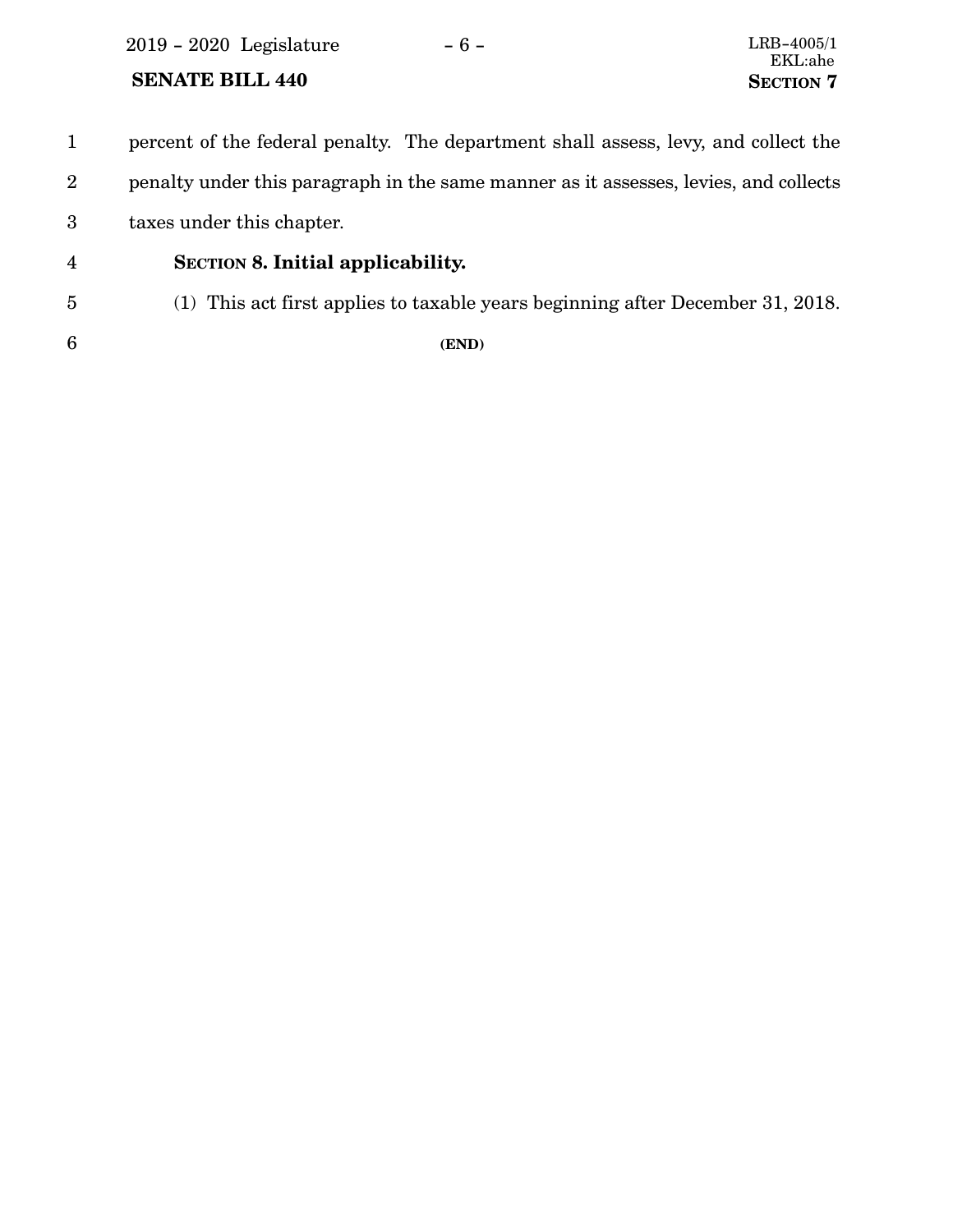percent of the federal penalty. The department shall assess, levy, and collect the penalty under this paragraph in the same manner as it assesses, levies, and collects taxes under this chapter.

**SECTION 8. Initial applicability.**

(1) This act first applies to taxable years beginning after December 31, 2018.

**(END)**